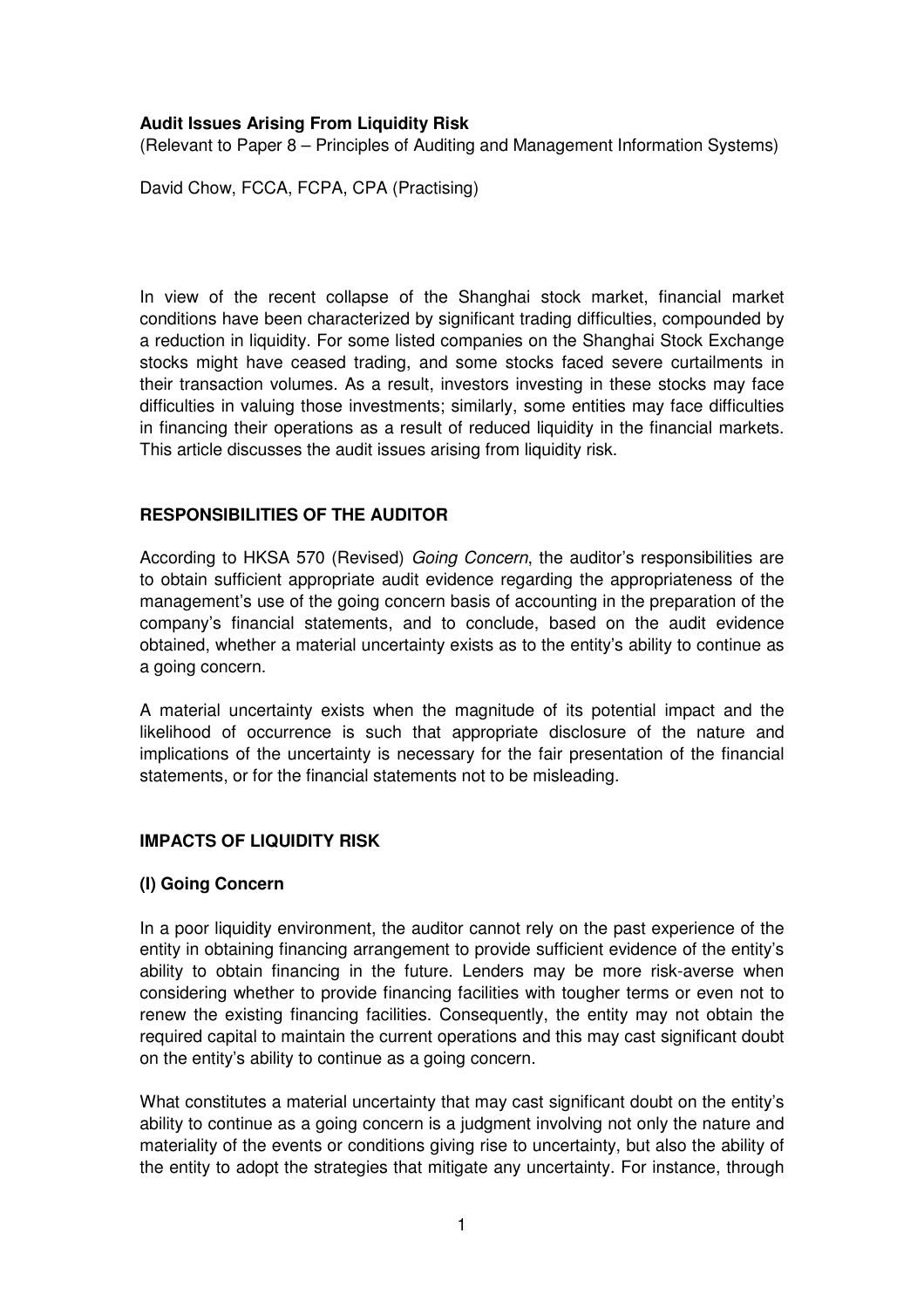**Audit Issues Arising From Liquidity Risk**

(Relevant to Paper 8 – Principles of Auditing and Management Information Systems)

David Chow, FCCA, FCPA, CPA (Practising)

In view of the recent collapse of the Shanghai stock market, financial market conditions have been characterized by significant trading difficulties, compounded by a reduction in liquidity. For some listed companies on the Shanghai Stock Exchange stocks might have ceased trading, and some stocks faced severe curtailments in their transaction volumes. As a result, investors investing in these stocks may face difficulties in valuing those investments; similarly, some entities may face difficulties in financing their operations as a result of reduced liquidity in the financial markets. This article discusses the audit issues arising from liquidity risk.

## RESPONSIBILITIES OF THE AUDITOR

According to HKSA 570 (Revised) *Going Concern*, the auditor's responsibilities are to obtain sufficient appropriate audit evidence regarding the appropriateness of the management's use of the going concern basis of accounting in the preparation of the company's financial statements, and to conclude, based on the audit evidence obtained, whether a material uncertainty exists as to the entity's ability to continue as a going concern.

A material uncertainty exists when the magnitude of its potential impact and the likelihood of occurrence is such that appropriate disclosure of the nature and implications of the uncertainty is necessary for the fair presentation of the financial statements, or for the financial statements not to be misleading.

## IMPACTS OF LIQUIDITY RISK

### (I) Going Concern

In a poor liquidity environment, the auditor cannot rely on the past experience of the entity in obtaining financing arrangement to provide sufficient evidence of the entity's ability to obtain financing in the future. Lenders may be more risk-averse when considering whether to provide financing facilities with tougher terms or even not to renew the existing financing facilities. Consequently, the entity may not obtain the required capital to maintain the current operations and this may cast significant doubt on the entity's ability to continue as a going concern.

What constitutes a material uncertainty that may cast significant doubt on the entity's ability to continue as a going concern is a judgment involving not only the nature and materiality of the events or conditions giving rise to uncertainty, but also the ability of the entity to adopt the strategies that mitigate any uncertainty. For instance, through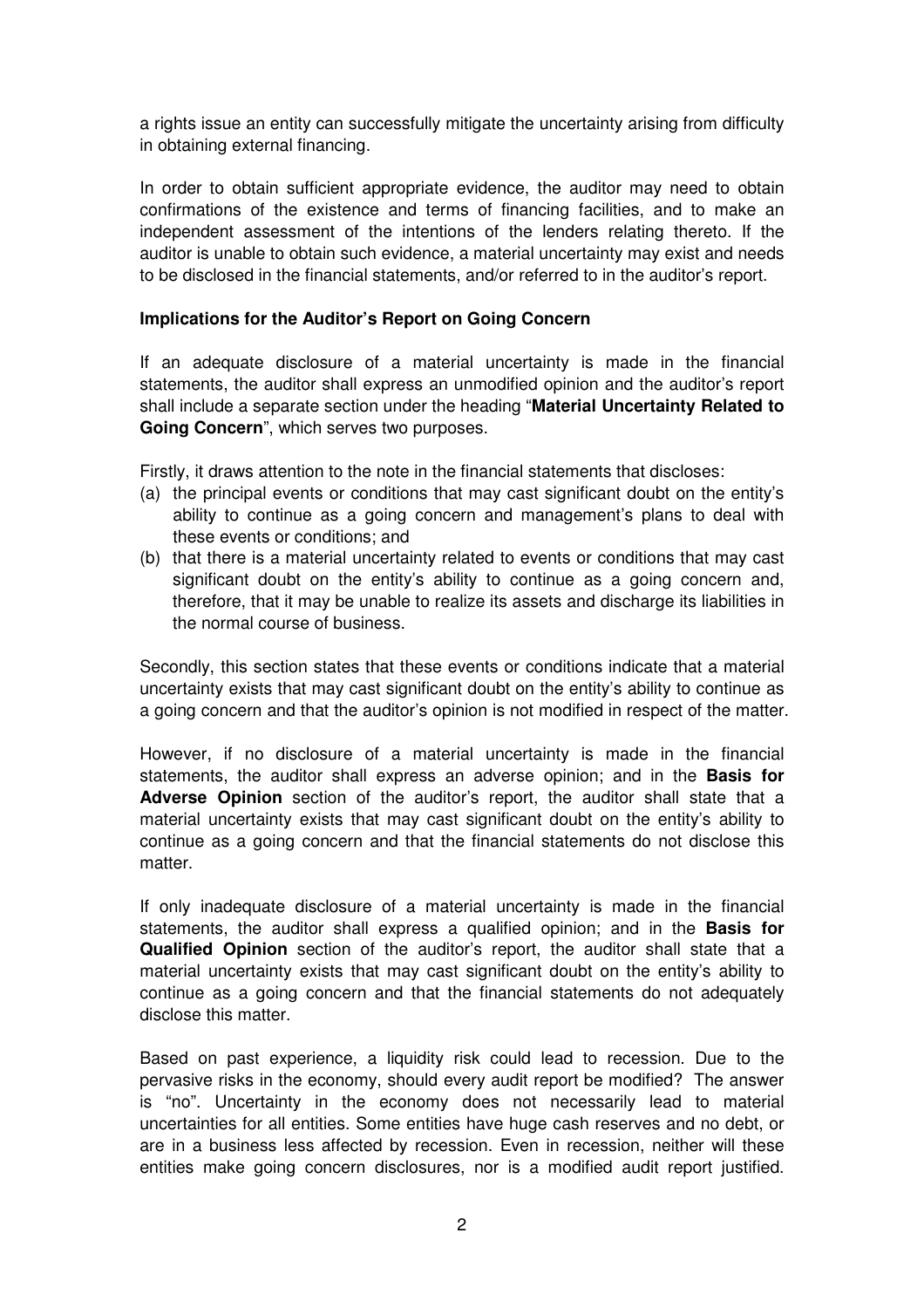a rights issue an entity can successfully mitigate the uncertainty arising from difficulty in obtaining external financing.

In order to obtain sufficient appropriate evidence, the auditor may need to obtain confirmations of the existence and terms of financing facilities, and to make an independent assessment of the intentions of the lenders relating thereto. If the auditor is unable to obtain such evidence, a material uncertainty may exist and needs to be disclosed in the financial statements, and/or referred to in the auditor's report.

**Implications for the Auditor's Report on Going Concern**

If an adequate disclosure of a material uncertainty is made in the financial statements, the auditor shall express an unmodified opinion and the auditor's report shall include a separate section under the heading "**Material Uncertainty Related to Going Concern**", which serves two purposes.

Firstly, it draws attention to the note in the financial statements that discloses:

(a) the principal events or conditions that may cast significant doubt on the entity's ability to continue as a going concern and management's plans to deal with these events or conditions; and
(b) that there is a material uncertainty related to events or conditions that may cast significant doubt on the entity's ability to continue as a going concern and, therefore, that it may be unable to realize its assets and discharge its liabilities in the normal course of business.

Secondly, this section states that these events or conditions indicate that a material uncertainty exists that may cast significant doubt on the entity's ability to continue as a going concern and that the auditor's opinion is not modified in respect of the matter.

However, if no disclosure of a material uncertainty is made in the financial statements, the auditor shall express an adverse opinion; and in the **Basis for Adverse Opinion** section of the auditor's report, the auditor shall state that a material uncertainty exists that may cast significant doubt on the entity's ability to continue as a going concern and that the financial statements do not disclose this matter.

If only inadequate disclosure of a material uncertainty is made in the financial statements, the auditor shall express a qualified opinion; and in the **Basis for Qualified Opinion** section of the auditor's report, the auditor shall state that a material uncertainty exists that may cast significant doubt on the entity's ability to continue as a going concern and that the financial statements do not adequately disclose this matter.

Based on past experience, a liquidity risk could lead to recession. Due to the pervasive risks in the economy, should every audit report be modified? The answer is "no". Uncertainty in the economy does not necessarily lead to material uncertainties for all entities. Some entities have huge cash reserves and no debt, or are in a business less affected by recession. Even in recession, neither will these entities make going concern disclosures, nor is a modified audit report justified.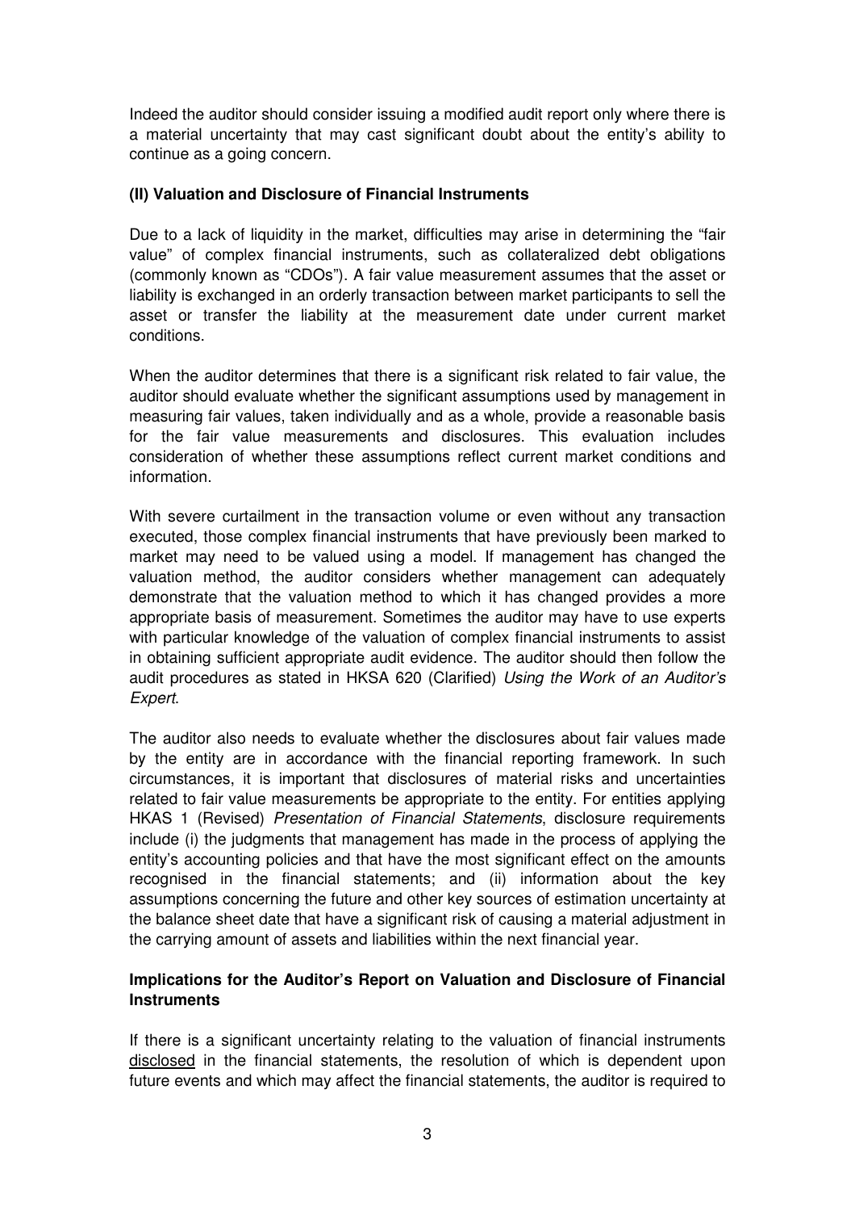Indeed the auditor should consider issuing a modified audit report only where there is a material uncertainty that may cast significant doubt about the entity's ability to continue as a going concern.

**(II) Valuation and Disclosure of Financial Instruments**

Due to a lack of liquidity in the market, difficulties may arise in determining the "fair value" of complex financial instruments, such as collateralized debt obligations (commonly known as "CDOs"). A fair value measurement assumes that the asset or liability is exchanged in an orderly transaction between market participants to sell the asset or transfer the liability at the measurement date under current market conditions.

When the auditor determines that there is a significant risk related to fair value, the auditor should evaluate whether the significant assumptions used by management in measuring fair values, taken individually and as a whole, provide a reasonable basis for the fair value measurements and disclosures. This evaluation includes consideration of whether these assumptions reflect current market conditions and information.

With severe curtailment in the transaction volume or even without any transaction executed, those complex financial instruments that have previously been marked to market may need to be valued using a model. If management has changed the valuation method, the auditor considers whether management can adequately demonstrate that the valuation method to which it has changed provides a more appropriate basis of measurement. Sometimes the auditor may have to use experts with particular knowledge of the valuation of complex financial instruments to assist in obtaining sufficient appropriate audit evidence. The auditor should then follow the audit procedures as stated in HKSA 620 (Clarified) *Using the Work of an Auditor's Expert*.

The auditor also needs to evaluate whether the disclosures about fair values made by the entity are in accordance with the financial reporting framework. In such circumstances, it is important that disclosures of material risks and uncertainties related to fair value measurements be appropriate to the entity. For entities applying HKAS 1 (Revised) *Presentation of Financial Statements*, disclosure requirements include (i) the judgments that management has made in the process of applying the entity's accounting policies and that have the most significant effect on the amounts recognised in the financial statements; and (ii) information about the key assumptions concerning the future and other key sources of estimation uncertainty at the balance sheet date that have a significant risk of causing a material adjustment in the carrying amount of assets and liabilities within the next financial year.

**Implications for the Auditor's Report on Valuation and Disclosure of Financial Instruments**

If there is a significant uncertainty relating to the valuation of financial instruments disclosed in the financial statements, the resolution of which is dependent upon future events and which may affect the financial statements, the auditor is required to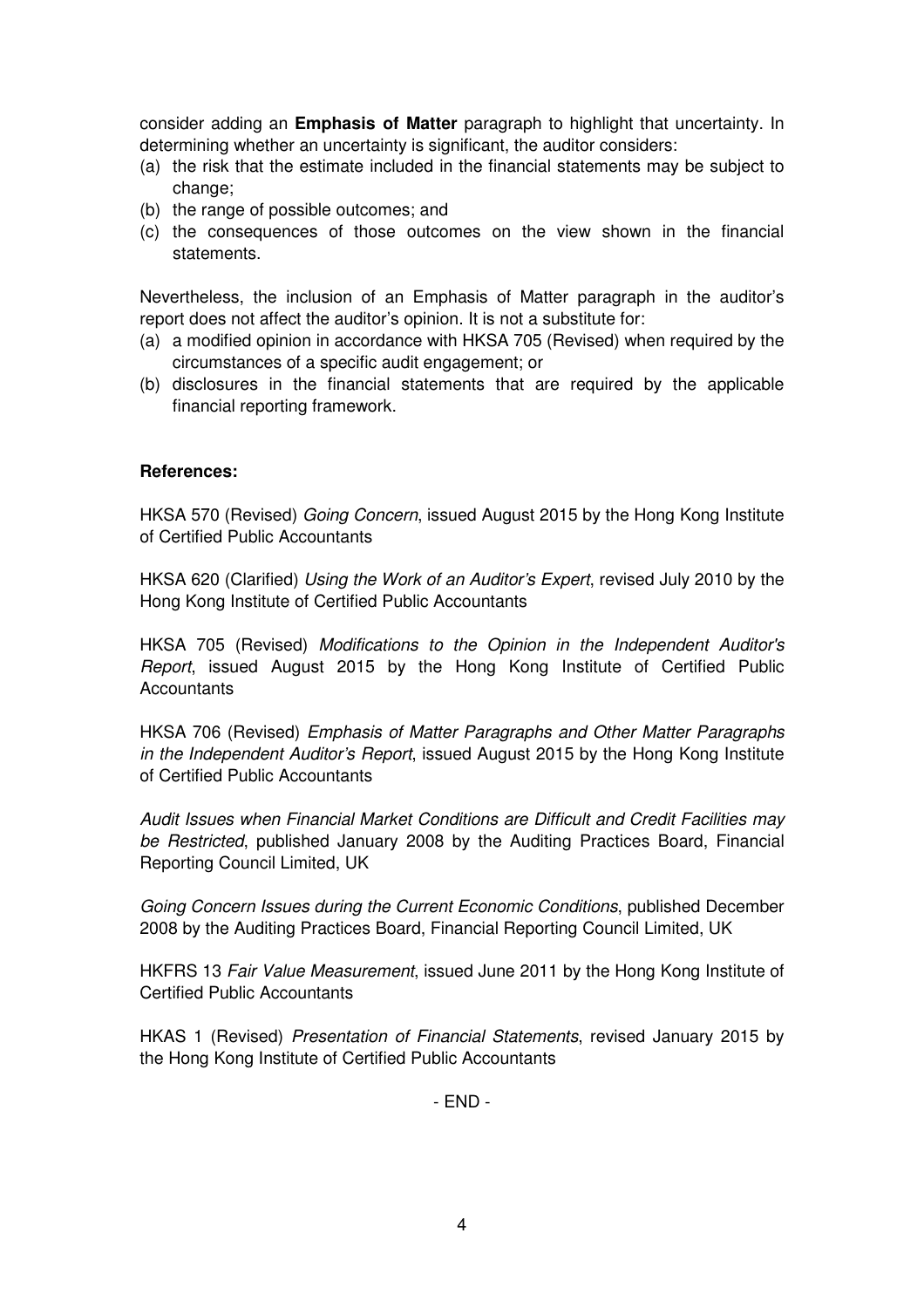consider adding an **Emphasis of Matter** paragraph to highlight that uncertainty. In determining whether an uncertainty is significant, the auditor considers:

(a) the risk that the estimate included in the financial statements may be subject to change;
(b) the range of possible outcomes; and
(c) the consequences of those outcomes on the view shown in the financial statements.

Nevertheless, the inclusion of an Emphasis of Matter paragraph in the auditor's report does not affect the auditor's opinion. It is not a substitute for:

(a) a modified opinion in accordance with HKSA 705 (Revised) when required by the circumstances of a specific audit engagement; or
(b) disclosures in the financial statements that are required by the applicable financial reporting framework.

**References:**

HKSA 570 (Revised) *Going Concern*, issued August 2015 by the Hong Kong Institute of Certified Public Accountants

HKSA 620 (Clarified) *Using the Work of an Auditor's Expert*, revised July 2010 by the Hong Kong Institute of Certified Public Accountants

HKSA 705 (Revised) *Modifications to the Opinion in the Independent Auditor's Report*, issued August 2015 by the Hong Kong Institute of Certified Public Accountants

HKSA 706 (Revised) *Emphasis of Matter Paragraphs and Other Matter Paragraphs in the Independent Auditor's Report*, issued August 2015 by the Hong Kong Institute of Certified Public Accountants

*Audit Issues when Financial Market Conditions are Difficult and Credit Facilities may be Restricted*, published January 2008 by the Auditing Practices Board, Financial Reporting Council Limited, UK

*Going Concern Issues during the Current Economic Conditions*, published December 2008 by the Auditing Practices Board, Financial Reporting Council Limited, UK

HKFRS 13 *Fair Value Measurement*, issued June 2011 by the Hong Kong Institute of Certified Public Accountants

HKAS 1 (Revised) *Presentation of Financial Statements*, revised January 2015 by the Hong Kong Institute of Certified Public Accountants

- END -